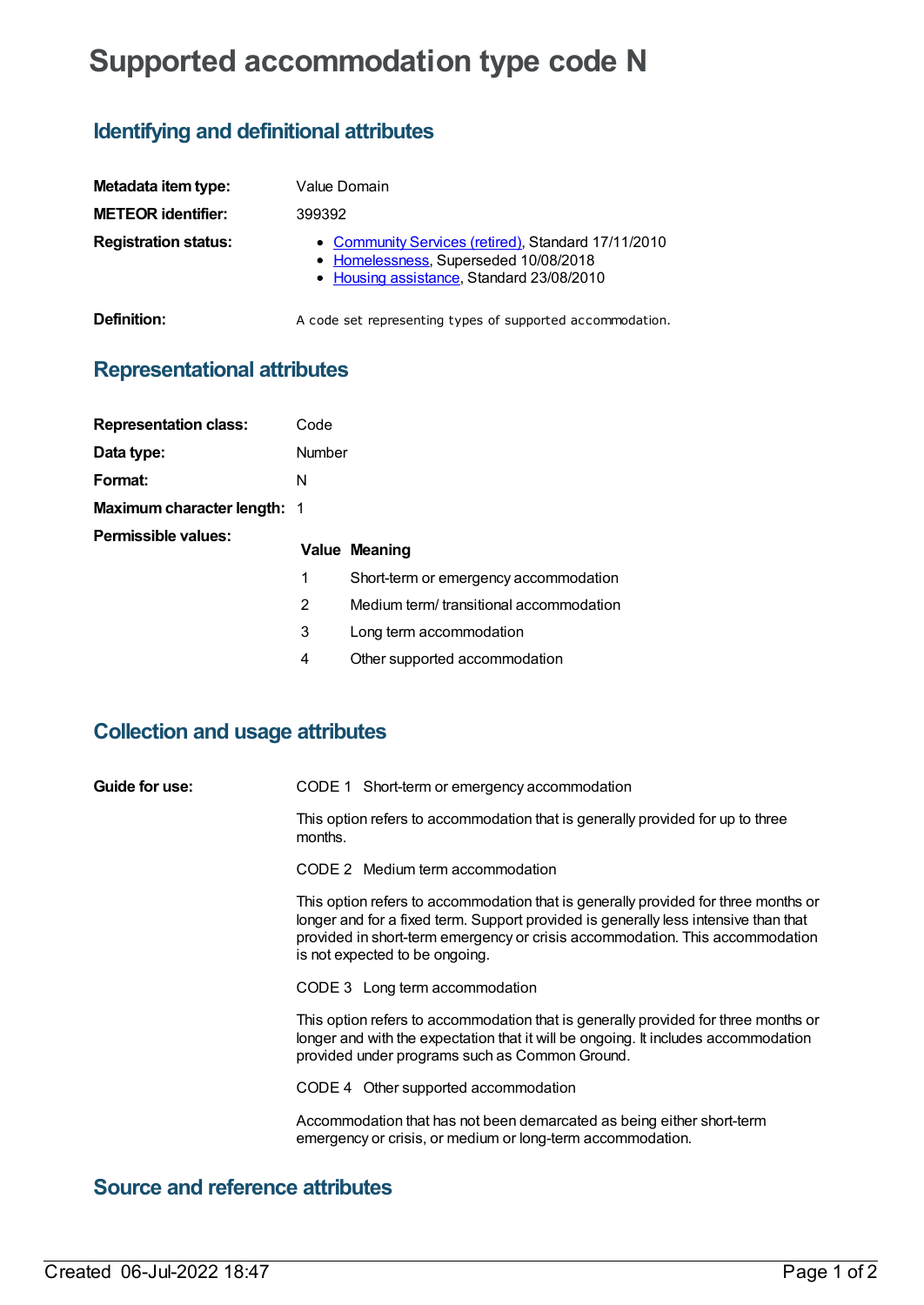# Supported accommodation type code N

## Identifying and definitional attributes

| | |
|---|---|
| **Metadata item type:** | Value Domain |
| **METEOR identifier:** | 399392 |
| **Registration status:** | • Community Services (retired), Standard 17/11/2010<br>• Homelessness, Superseded 10/08/2018<br>• Housing assistance, Standard 23/08/2010 |
| **Definition:** | A code set representing types of supported accommodation. |

## Representational attributes

| | |
|---|---|
| **Representation class:** | Code |
| **Data type:** | Number |
| **Format:** | N |
| **Maximum character length:** | 1 |

**Permissible values:**

| Value | Meaning |
|---|---|
| 1 | Short-term or emergency accommodation |
| 2 | Medium term/ transitional accommodation |
| 3 | Long term accommodation |
| 4 | Other supported accommodation |

## Collection and usage attributes

**Guide for use:**

CODE 1 Short-term or emergency accommodation

This option refers to accommodation that is generally provided for up to three months.

CODE 2 Medium term accommodation

This option refers to accommodation that is generally provided for three months or longer and for a fixed term. Support provided is generally less intensive than that provided in short-term emergency or crisis accommodation. This accommodation is not expected to be ongoing.

CODE 3 Long term accommodation

This option refers to accommodation that is generally provided for three months or longer and with the expectation that it will be ongoing. It includes accommodation provided under programs such as Common Ground.

CODE 4 Other supported accommodation

Accommodation that has not been demarcated as being either short-term emergency or crisis, or medium or long-term accommodation.

## Source and reference attributes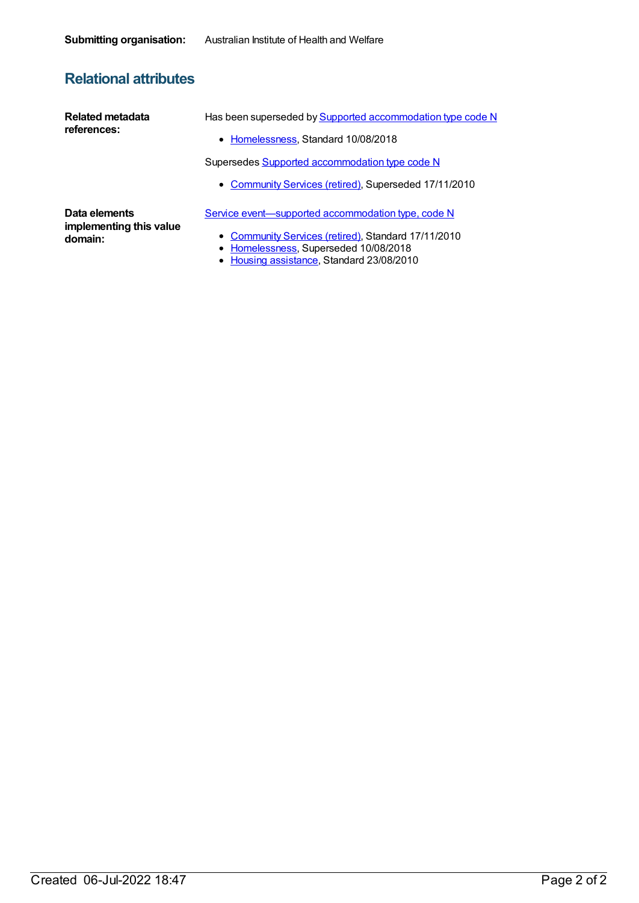**Submitting organisation:** Australian Institute of Health and Welfare

## Relational attributes

**Related metadata references:**

Has been superseded by Supported accommodation type code N

- Homelessness, Standard 10/08/2018

Supersedes Supported accommodation type code N

- Community Services (retired), Superseded 17/11/2010

**Data elements implementing this value domain:**

Service event—supported accommodation type, code N

- Community Services (retired), Standard 17/11/2010
- Homelessness, Superseded 10/08/2018
- Housing assistance, Standard 23/08/2010